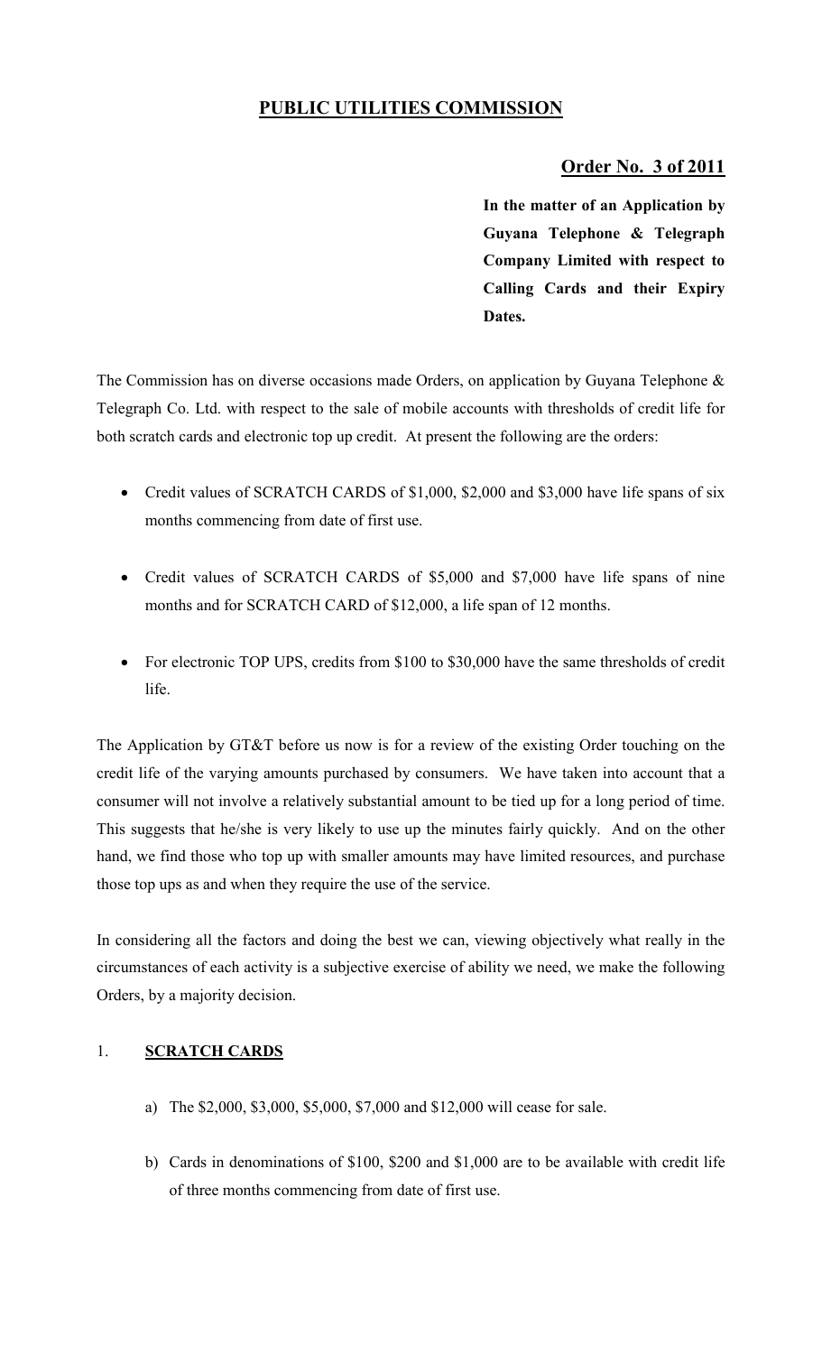## PUBLIC UTILITIES COMMISSION

### Order No. 3 of 2011

**In the matter of an Application by Guyana Telephone & Telegraph Company Limited with respect to Calling Cards and their Expiry Dates.**

The Commission has on diverse occasions made Orders, on application by Guyana Telephone & Telegraph Co. Ltd. with respect to the sale of mobile accounts with thresholds of credit life for both scratch cards and electronic top up credit. At present the following are the orders:

- Credit values of SCRATCH CARDS of $1,000, $2,000 and $3,000 have life spans of six months commencing from date of first use.
- Credit values of SCRATCH CARDS of $5,000 and $7,000 have life spans of nine months and for SCRATCH CARD of $12,000, a life span of 12 months.
- For electronic TOP UPS, credits from $100 to $30,000 have the same thresholds of credit life.

The Application by GT&T before us now is for a review of the existing Order touching on the credit life of the varying amounts purchased by consumers. We have taken into account that a consumer will not involve a relatively substantial amount to be tied up for a long period of time. This suggests that he/she is very likely to use up the minutes fairly quickly. And on the other hand, we find those who top up with smaller amounts may have limited resources, and purchase those top ups as and when they require the use of the service.

In considering all the factors and doing the best we can, viewing objectively what really in the circumstances of each activity is a subjective exercise of ability we need, we make the following Orders, by a majority decision.

1. **SCRATCH CARDS**

   a) The $2,000, $3,000, $5,000, $7,000 and $12,000 will cease for sale.

   b) Cards in denominations of $100, $200 and $1,000 are to be available with credit life of three months commencing from date of first use.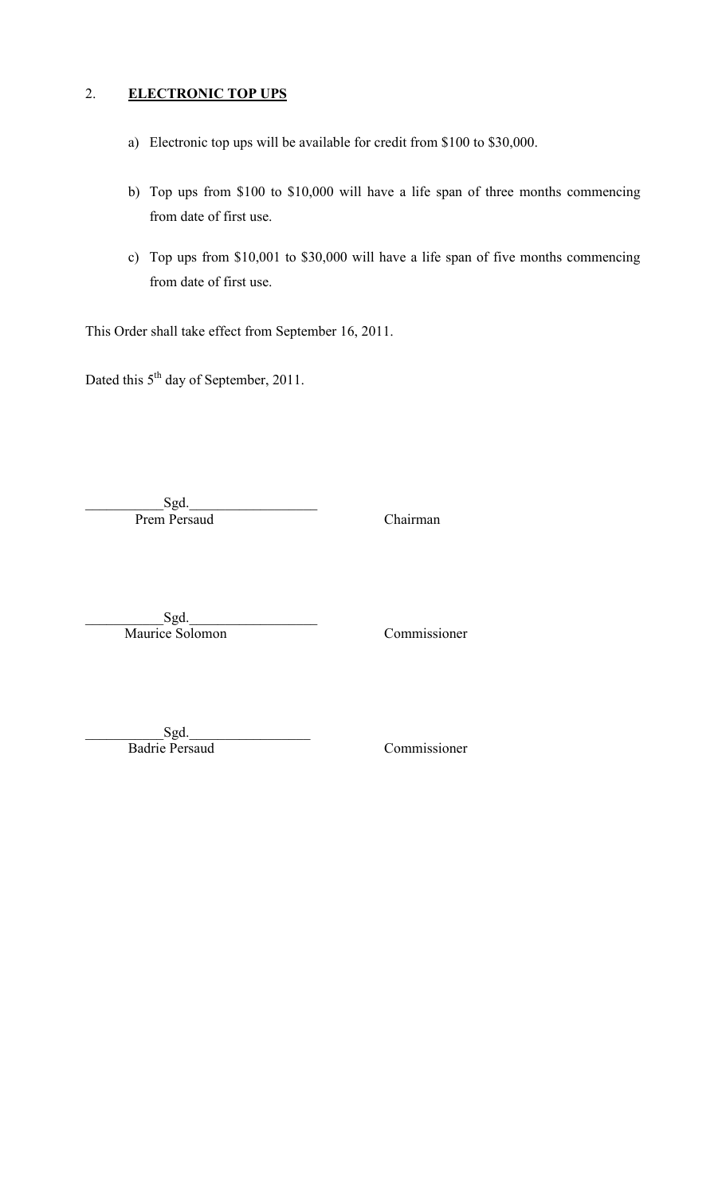## 2. ELECTRONIC TOP UPS

a) Electronic top ups will be available for credit from $100 to $30,000.

b) Top ups from $100 to $10,000 will have a life span of three months commencing from date of first use.

c) Top ups from $10,001 to $30,000 will have a life span of five months commencing from date of first use.

This Order shall take effect from September 16, 2011.

Dated this 5th day of September, 2011.

Sgd.
Prem Persaud — Chairman

Sgd.
Maurice Solomon — Commissioner

Sgd.
Badrie Persaud — Commissioner